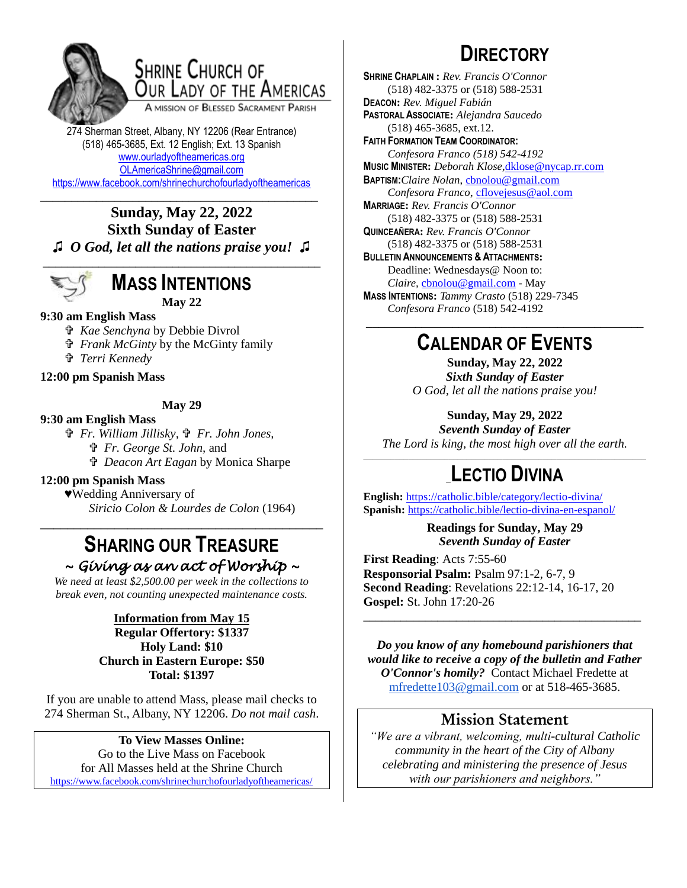# Shrine Church of Our Lady of the Americas

A Mission of Blessed Sacrament Parish

274 Sherman Street, Albany, NY 12206 (Rear Entrance)
(518) 465-3685, Ext. 12 English; Ext. 13 Spanish
www.ourladyoftheamericas.org
OLAmericaShrine@gmail.com
https://www.facebook.com/shrinechurchofourladyoftheamericas

---

**Sunday, May 22, 2022**
**Sixth Sunday of Easter**
♫ ***O God, let all the nations praise you!*** ♫

---

## Mass Intentions

**May 22**

**9:30 am English Mass**
- ✞ *Kae Senchyna* by Debbie Divrol
- ✞ *Frank McGinty* by the McGinty family
- ✞ *Terri Kennedy*

**12:00 pm Spanish Mass**

**May 29**

**9:30 am English Mass**
- ✞ *Fr. William Jillisky*, ✞ *Fr. John Jones*, ✞ *Fr. George St. John*, and ✞ *Deacon Art Eagan* by Monica Sharpe

**12:00 pm Spanish Mass**
- ♥Wedding Anniversary of *Siricio Colon & Lourdes de Colon* (1964)

---

## Sharing Our Treasure

*~ Giving as an act of Worship ~*

*We need at least $2,500.00 per week in the collections to break even, not counting unexpected maintenance costs.*

**Information from May 15**
**Regular Offertory: $1337**
**Holy Land: $10**
**Church in Eastern Europe: $50**
**Total: $1397**

If you are unable to attend Mass, please mail checks to 274 Sherman St., Albany, NY 12206. *Do not mail cash*.

**To View Masses Online:**
Go to the Live Mass on Facebook for All Masses held at the Shrine Church
https://www.facebook.com/shrinechurchofourladyoftheamericas/

## Directory

**Shrine Chaplain :** *Rev. Francis O'Connor*
(518) 482-3375 or (518) 588-2531
**Deacon:** *Rev. Miguel Fabián*
**Pastoral Associate:** *Alejandra Saucedo*
(518) 465-3685, ext.12.
**Faith Formation Team Coordinator:**
*Confesora Franco (518) 542-4192*
**Music Minister:** *Deborah Klose*, dklose@nycap.rr.com
**Baptism:** *Claire Nolan*, cbnolou@gmail.com
*Confesora Franco*, cflovejesus@aol.com
**Marriage:** *Rev. Francis O'Connor*
(518) 482-3375 or (518) 588-2531
**Quinceañera:** *Rev. Francis O'Connor*
(518) 482-3375 or (518) 588-2531
**Bulletin Announcements & Attachments:**
Deadline: Wednesdays@ Noon to:
*Claire*, cbnolou@gmail.com - May
**Mass Intentions:** *Tammy Crasto* (518) 229-7345
*Confesora Franco* (518) 542-4192

---

## Calendar of Events

**Sunday, May 22, 2022**
***Sixth Sunday of Easter***
*O God, let all the nations praise you!*

**Sunday, May 29, 2022**
***Seventh Sunday of Easter***
*The Lord is king, the most high over all the earth.*

---

## Lectio Divina

**English:** https://catholic.bible/category/lectio-divina/
**Spanish:** https://catholic.bible/lectio-divina-en-espanol/

**Readings for Sunday, May 29**
***Seventh Sunday of Easter***

**First Reading**: Acts 7:55-60
**Responsorial Psalm:** Psalm 97:1-2, 6-7, 9
**Second Reading**: Revelations 22:12-14, 16-17, 20
**Gospel:** St. John 17:20-26

---

***Do you know of any homebound parishioners that would like to receive a copy of the bulletin and Father O'Connor's homily?*** Contact Michael Fredette at mfredette103@gmail.com or at 518-465-3685.

## Mission Statement

*"We are a vibrant, welcoming, multi-cultural Catholic community in the heart of the City of Albany celebrating and ministering the presence of Jesus with our parishioners and neighbors."*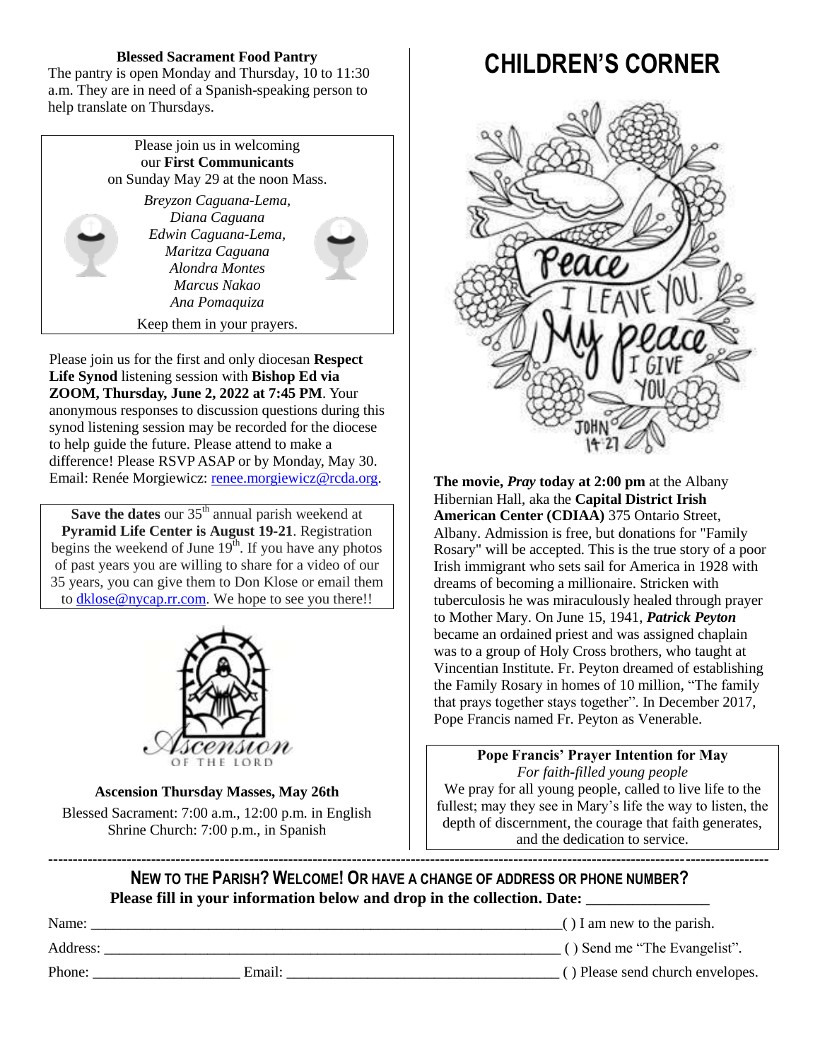**Blessed Sacrament Food Pantry**

The pantry is open Monday and Thursday, 10 to 11:30 a.m. They are in need of a Spanish-speaking person to help translate on Thursdays.

Please join us in welcoming our **First Communicants** on Sunday May 29 at the noon Mass.

*Breyzon Caguana-Lema,*
*Diana Caguana*
*Edwin Caguana-Lema,*
*Maritza Caguana*
*Alondra Montes*
*Marcus Nakao*
*Ana Pomaquiza*

Keep them in your prayers.

Please join us for the first and only diocesan **Respect Life Synod** listening session with **Bishop Ed via ZOOM, Thursday, June 2, 2022 at 7:45 PM**. Your anonymous responses to discussion questions during this synod listening session may be recorded for the diocese to help guide the future. Please attend to make a difference! Please RSVP ASAP or by Monday, May 30. Email: Renée Morgiewicz: renee.morgiewicz@rcda.org.

**Save the dates** our 35th annual parish weekend at **Pyramid Life Center is August 19-21**. Registration begins the weekend of June 19th. If you have any photos of past years you are willing to share for a video of our 35 years, you can give them to Don Klose or email them to dklose@nycap.rr.com. We hope to see you there!!

Ascension OF THE LORD

**Ascension Thursday Masses, May 26th**

Blessed Sacrament: 7:00 a.m., 12:00 p.m. in English
Shrine Church: 7:00 p.m., in Spanish

# CHILDREN'S CORNER

Peace I LEAVE YOU. My peace I GIVE YOU. JOHN 14:27

**The movie, *Pray* today at 2:00 pm** at the Albany Hibernian Hall, aka the **Capital District Irish American Center (CDIAA)** 375 Ontario Street, Albany. Admission is free, but donations for "Family Rosary" will be accepted. This is the true story of a poor Irish immigrant who sets sail for America in 1928 with dreams of becoming a millionaire. Stricken with tuberculosis he was miraculously healed through prayer to Mother Mary. On June 15, 1941, ***Patrick Peyton*** became an ordained priest and was assigned chaplain was to a group of Holy Cross brothers, who taught at Vincentian Institute. Fr. Peyton dreamed of establishing the Family Rosary in homes of 10 million, "The family that prays together stays together". In December 2017, Pope Francis named Fr. Peyton as Venerable.

**Pope Francis' Prayer Intention for May**

*For faith-filled young people*

We pray for all young people, called to live life to the fullest; may they see in Mary's life the way to listen, the depth of discernment, the courage that faith generates, and the dedication to service.

---

## NEW TO THE PARISH? WELCOME! OR HAVE A CHANGE OF ADDRESS OR PHONE NUMBER?

**Please fill in your information below and drop in the collection. Date: _______________**

Name: _________________________________________________________________( ) I am new to the parish.

Address: _______________________________________________________________ ( ) Send me "The Evangelist".

Phone: ____________________ Email: _____________________________________ ( ) Please send church envelopes.